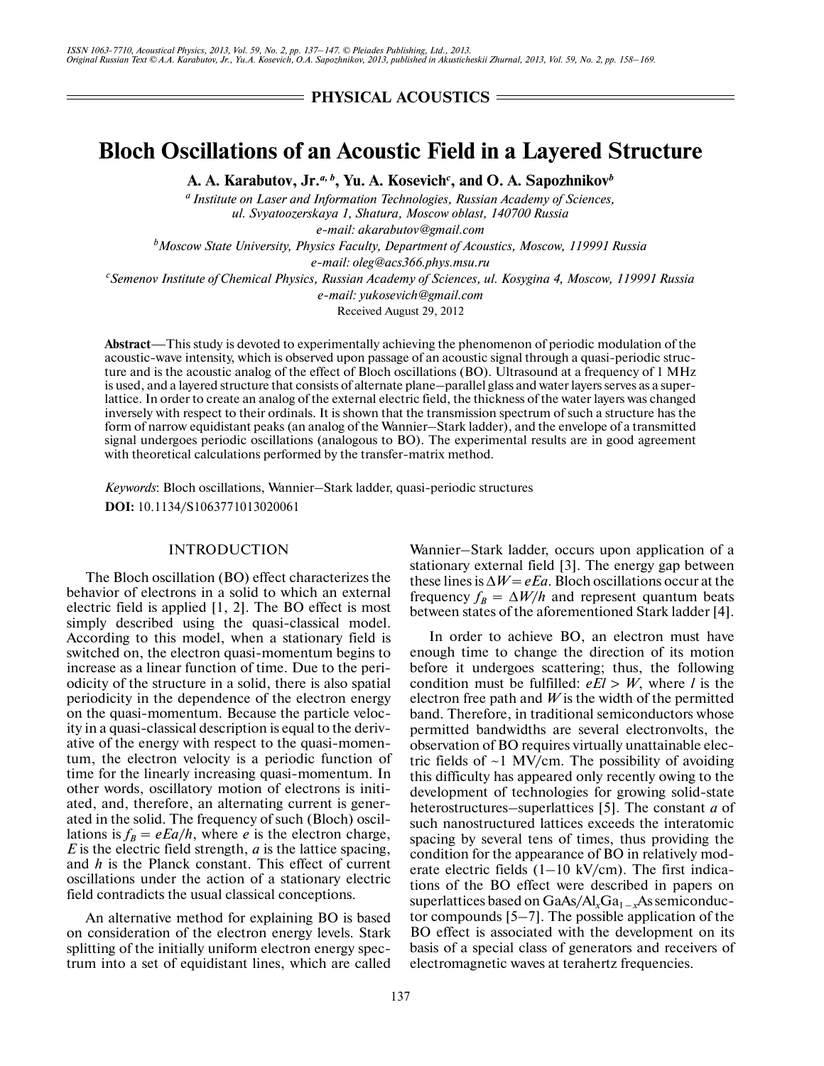PHYSICAL ACOUSTICS

# Bloch Oscillations of an Acoustic Field in a Layered Structure

**A. A. Karabutov, Jr.[a, b], Yu. A. Kosevich[c], and O. A. Sapozhnikov[b]**

[a] *Institute on Laser and Information Technologies, Russian Academy of Sciences, ul. Svyatoozerskaya 1, Shatura, Moscow oblast, 140700 Russia*
*e-mail: akarabutov@gmail.com*

[b] *Moscow State University, Physics Faculty, Department of Acoustics, Moscow, 119991 Russia*
*e-mail: oleg@acs366.phys.msu.ru*

[c] *Semenov Institute of Chemical Physics, Russian Academy of Sciences, ul. Kosygina 4, Moscow, 119991 Russia*
*e-mail: yukosevich@gmail.com*

Received August 29, 2012

**Abstract**—This study is devoted to experimentally achieving the phenomenon of periodic modulation of the acoustic-wave intensity, which is observed upon passage of an acoustic signal through a quasi-periodic structure and is the acoustic analog of the effect of Bloch oscillations (BO). Ultrasound at a frequency of 1 MHz is used, and a layered structure that consists of alternate plane–parallel glass and water layers serves as a superlattice. In order to create an analog of the external electric field, the thickness of the water layers was changed inversely with respect to their ordinals. It is shown that the transmission spectrum of such a structure has the form of narrow equidistant peaks (an analog of the Wannier–Stark ladder), and the envelope of a transmitted signal undergoes periodic oscillations (analogous to BO). The experimental results are in good agreement with theoretical calculations performed by the transfer-matrix method.

*Keywords*: Bloch oscillations, Wannier–Stark ladder, quasi-periodic structures

**DOI:** 10.1134/S1063771013020061

## INTRODUCTION

The Bloch oscillation (BO) effect characterizes the behavior of electrons in a solid to which an external electric field is applied [1, 2]. The BO effect is most simply described using the quasi-classical model. According to this model, when a stationary field is switched on, the electron quasi-momentum begins to increase as a linear function of time. Due to the periodicity of the structure in a solid, there is also spatial periodicity in the dependence of the electron energy on the quasi-momentum. Because the particle velocity in a quasi-classical description is equal to the derivative of the energy with respect to the quasi-momentum, the electron velocity is a periodic function of time for the linearly increasing quasi-momentum. In other words, oscillatory motion of electrons is initiated, and, therefore, an alternating current is generated in the solid. The frequency of such (Bloch) oscillations is $f_B = eEa/h$, where $e$ is the electron charge, $E$ is the electric field strength, $a$ is the lattice spacing, and $h$ is the Planck constant. This effect of current oscillations under the action of a stationary electric field contradicts the usual classical conceptions.

An alternative method for explaining BO is based on consideration of the electron energy levels. Stark splitting of the initially uniform electron energy spectrum into a set of equidistant lines, which are called Wannier–Stark ladder, occurs upon application of a stationary external field [3]. The energy gap between these lines is $\Delta W = eEa$. Bloch oscillations occur at the frequency $f_B = \Delta W/h$ and represent quantum beats between states of the aforementioned Stark ladder [4].

In order to achieve BO, an electron must have enough time to change the direction of its motion before it undergoes scattering; thus, the following condition must be fulfilled: $eEl > W$, where $l$ is the electron free path and $W$ is the width of the permitted band. Therefore, in traditional semiconductors whose permitted bandwidths are several electronvolts, the observation of BO requires virtually unattainable electric fields of ~1 MV/cm. The possibility of avoiding this difficulty has appeared only recently owing to the development of technologies for growing solid-state heterostructures–superlattices [5]. The constant $a$ of such nanostructured lattices exceeds the interatomic spacing by several tens of times, thus providing the condition for the appearance of BO in relatively moderate electric fields (1–10 kV/cm). The first indications of the BO effect were described in papers on superlattices based on $GaAs/Al_xGa_{1-x}As$ semiconductor compounds [5–7]. The possible application of the BO effect is associated with the development on its basis of a special class of generators and receivers of electromagnetic waves at terahertz frequencies.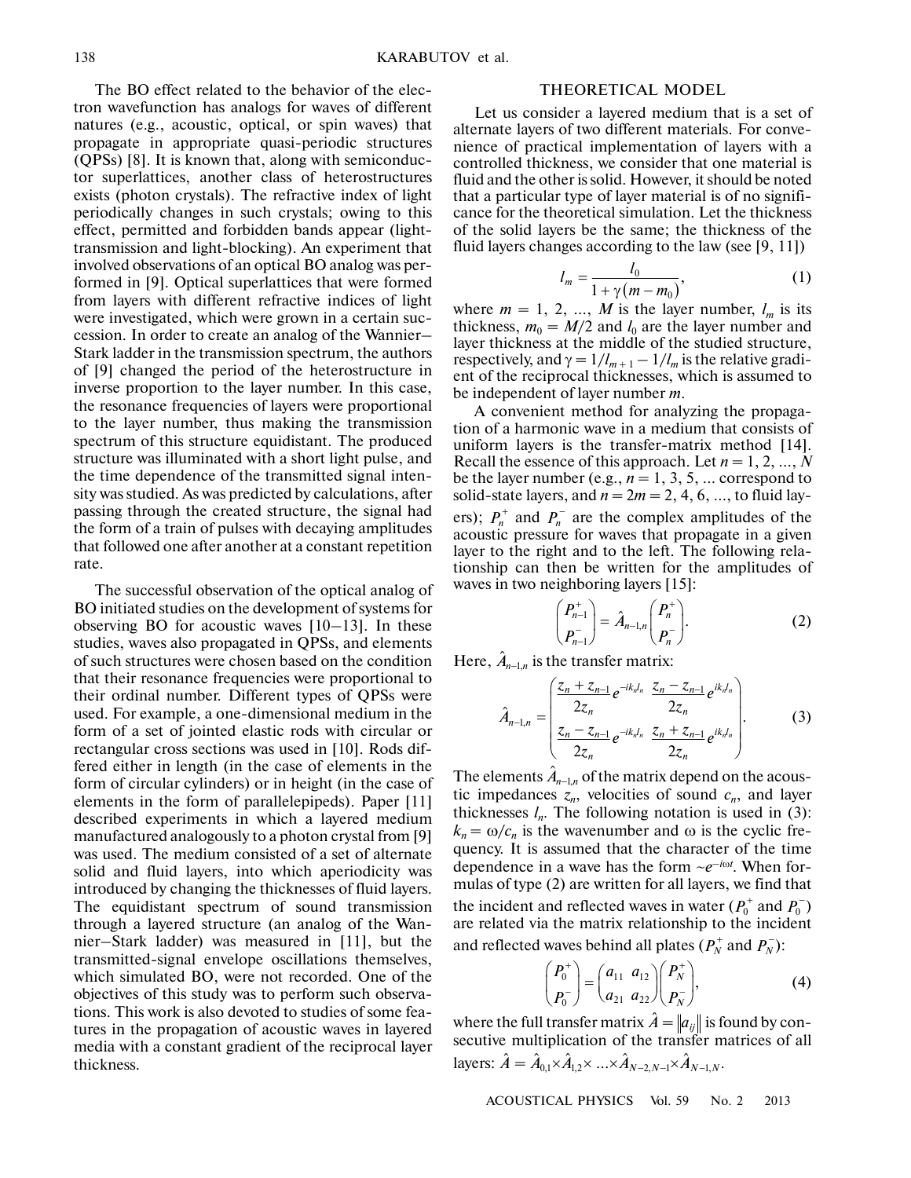The BO effect related to the behavior of the electron wavefunction has analogs for waves of different natures (e.g., acoustic, optical, or spin waves) that propagate in appropriate quasi-periodic structures (QPSs) [8]. It is known that, along with semiconductor superlattices, another class of heterostructures exists (photon crystals). The refractive index of light periodically changes in such crystals; owing to this effect, permitted and forbidden bands appear (light-transmission and light-blocking). An experiment that involved observations of an optical BO analog was performed in [9]. Optical superlattices that were formed from layers with different refractive indices of light were investigated, which were grown in a certain succession. In order to create an analog of the Wannier–Stark ladder in the transmission spectrum, the authors of [9] changed the period of the heterostructure in inverse proportion to the layer number. In this case, the resonance frequencies of layers were proportional to the layer number, thus making the transmission spectrum of this structure equidistant. The produced structure was illuminated with a short light pulse, and the time dependence of the transmitted signal intensity was studied. As was predicted by calculations, after passing through the created structure, the signal had the form of a train of pulses with decaying amplitudes that followed one after another at a constant repetition rate.

The successful observation of the optical analog of BO initiated studies on the development of systems for observing BO for acoustic waves [10–13]. In these studies, waves also propagated in QPSs, and elements of such structures were chosen based on the condition that their resonance frequencies were proportional to their ordinal number. Different types of QPSs were used. For example, a one-dimensional medium in the form of a set of jointed elastic rods with circular or rectangular cross sections was used in [10]. Rods differed either in length (in the case of elements in the form of circular cylinders) or in height (in the case of elements in the form of parallelepipeds). Paper [11] described experiments in which a layered medium manufactured analogously to a photon crystal from [9] was used. The medium consisted of a set of alternate solid and fluid layers, into which aperiodicity was introduced by changing the thicknesses of fluid layers. The equidistant spectrum of sound transmission through a layered structure (an analog of the Wannier–Stark ladder) was measured in [11], but the transmitted-signal envelope oscillations themselves, which simulated BO, were not recorded. One of the objectives of this study was to perform such observations. This work is also devoted to studies of some features in the propagation of acoustic waves in layered media with a constant gradient of the reciprocal layer thickness.

## THEORETICAL MODEL

Let us consider a layered medium that is a set of alternate layers of two different materials. For convenience of practical implementation of layers with a controlled thickness, we consider that one material is fluid and the other is solid. However, it should be noted that a particular type of layer material is of no significance for the theoretical simulation. Let the thickness of the solid layers be the same; the thickness of the fluid layers changes according to the law (see [9, 11])

$$l_m = \frac{l_0}{1 + \gamma(m - m_0)}, \tag{1}$$

where $m = 1, 2, \ldots, M$ is the layer number, $l_m$ is its thickness, $m_0 = M/2$ and $l_0$ are the layer number and layer thickness at the middle of the studied structure, respectively, and $\gamma = 1/l_{m+1} - 1/l_m$ is the relative gradient of the reciprocal thicknesses, which is assumed to be independent of layer number $m$.

A convenient method for analyzing the propagation of a harmonic wave in a medium that consists of uniform layers is the transfer-matrix method [14]. Recall the essence of this approach. Let $n = 1, 2, \ldots, N$ be the layer number (e.g., $n = 1, 3, 5, \ldots$ correspond to solid-state layers, and $n = 2m = 2, 4, 6, \ldots$, to fluid layers); $P_n^+$ and $P_n^-$ are the complex amplitudes of the acoustic pressure for waves that propagate in a given layer to the right and to the left. The following relationship can then be written for the amplitudes of waves in two neighboring layers [15]:

$$\begin{pmatrix} P_{n-1}^+ \\ P_{n-1}^- \end{pmatrix} = \hat{A}_{n-1,n} \begin{pmatrix} P_n^+ \\ P_n^- \end{pmatrix}. \tag{2}$$

Here, $\hat{A}_{n-1,n}$ is the transfer matrix:

$$\hat{A}_{n-1,n} = \begin{pmatrix} \dfrac{z_n + z_{n-1}}{2z_n} e^{-ik_n l_n} & \dfrac{z_n - z_{n-1}}{2z_n} e^{ik_n l_n} \\ \dfrac{z_n - z_{n-1}}{2z_n} e^{-ik_n l_n} & \dfrac{z_n + z_{n-1}}{2z_n} e^{ik_n l_n} \end{pmatrix}. \tag{3}$$

The elements $\hat{A}_{n-1,n}$ of the matrix depend on the acoustic impedances $z_n$, velocities of sound $c_n$, and layer thicknesses $l_n$. The following notation is used in (3): $k_n = \omega/c_n$ is the wavenumber and $\omega$ is the cyclic frequency. It is assumed that the character of the time dependence in a wave has the form $\sim e^{-i\omega t}$. When formulas of type (2) are written for all layers, we find that the incident and reflected waves in water ($P_0^+$ and $P_0^-$) are related via the matrix relationship to the incident and reflected waves behind all plates ($P_N^+$ and $P_N^-$):

$$\begin{pmatrix} P_0^+ \\ P_0^- \end{pmatrix} = \begin{pmatrix} a_{11} & a_{12} \\ a_{21} & a_{22} \end{pmatrix} \begin{pmatrix} P_N^+ \\ P_N^- \end{pmatrix}, \tag{4}$$

where the full transfer matrix $\hat{A} = \|a_{ij}\|$ is found by consecutive multiplication of the transfer matrices of all layers: $\hat{A} = \hat{A}_{0,1} \times \hat{A}_{1,2} \times \ldots \times \hat{A}_{N-2,N-1} \times \hat{A}_{N-1,N}$.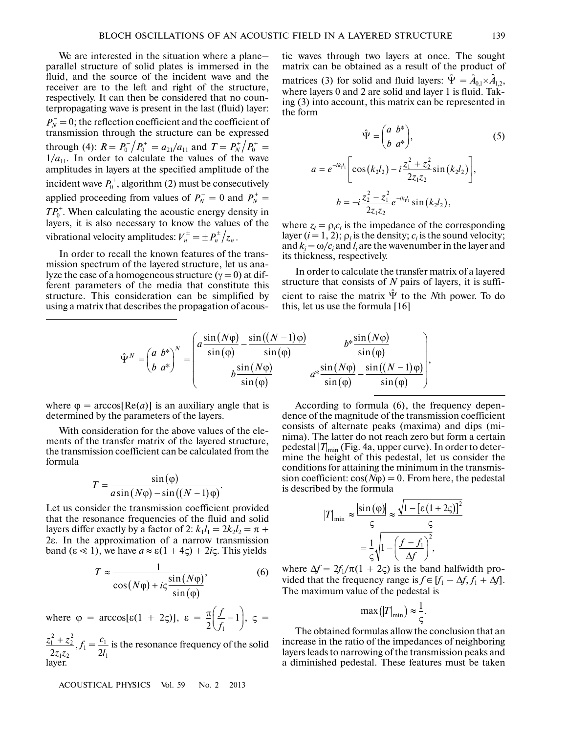We are interested in the situation where a plane–parallel structure of solid plates is immersed in the fluid, and the source of the incident wave and the receiver are to the left and right of the structure, respectively. It can then be considered that no counterpropagating wave is present in the last (fluid) layer: $P_N^- = 0$; the reflection coefficient and the coefficient of transmission through the structure can be expressed through (4): $R = P_0^-/P_0^+ = a_{21}/a_{11}$ and $T = P_N^+/P_0^+ = 1/a_{11}$. In order to calculate the values of the wave amplitudes in layers at the specified amplitude of the incident wave $P_0^+$, algorithm (2) must be consecutively applied proceeding from values of $P_N^- = 0$ and $P_N^+ = TP_0^+$. When calculating the acoustic energy density in layers, it is also necessary to know the values of the vibrational velocity amplitudes: $V_n^\pm = \pm P_n^\pm / z_n$.

In order to recall the known features of the transmission spectrum of the layered structure, let us analyze the case of a homogeneous structure ($\gamma = 0$) at different parameters of the media that constitute this structure. This consideration can be simplified by using a matrix that describes the propagation of acoustic waves through two layers at once. The sought matrix can be obtained as a result of the product of matrices (3) for solid and fluid layers: $\hat{\Psi} = \hat{A}_{0,1} \times \hat{A}_{1,2}$, where layers 0 and 2 are solid and layer 1 is fluid. Taking (3) into account, this matrix can be represented in the form

$$\hat{\Psi} = \begin{pmatrix} a & b^* \\ b & a^* \end{pmatrix}, \tag{5}$$

$$a = e^{-ik_1 l_1}\left[\cos(k_2 l_2) - i\frac{z_1^2 + z_2^2}{2z_1 z_2}\sin(k_2 l_2)\right],$$

$$b = -i\frac{z_2^2 - z_1^2}{2z_1 z_2} e^{-ik_1 l_1}\sin(k_2 l_2),$$

where $z_i = \rho_i c_i$ is the impedance of the corresponding layer ($i = 1, 2$); $\rho_i$ is the density; $c_i$ is the sound velocity; and $k_i = \omega/c_i$ and $l_i$ are the wavenumber in the layer and its thickness, respectively.

In order to calculate the transfer matrix of a layered structure that consists of $N$ pairs of layers, it is sufficient to raise the matrix $\hat{\Psi}$ to the $N$th power. To do this, let us use the formula [16]

$$\hat{\Psi}^N = \begin{pmatrix} a & b^* \\ b & a^* \end{pmatrix}^N = \begin{pmatrix} a\dfrac{\sin(N\varphi)}{\sin(\varphi)} - \dfrac{\sin((N-1)\varphi)}{\sin(\varphi)} & b^*\dfrac{\sin(N\varphi)}{\sin(\varphi)} \\ b\dfrac{\sin(N\varphi)}{\sin(\varphi)} & a^*\dfrac{\sin(N\varphi)}{\sin(\varphi)} - \dfrac{\sin((N-1)\varphi)}{\sin(\varphi)} \end{pmatrix},$$

where $\varphi = \arccos[\mathrm{Re}(a)]$ is an auxiliary angle that is determined by the parameters of the layers.

With consideration for the above values of the elements of the transfer matrix of the layered structure, the transmission coefficient can be calculated from the formula

$$T = \frac{\sin(\varphi)}{a\sin(N\varphi) - \sin((N-1)\varphi)}.$$

Let us consider the transmission coefficient provided that the resonance frequencies of the fluid and solid layers differ exactly by a factor of 2: $k_1 l_1 = 2k_2 l_2 = \pi + 2\varepsilon$. In the approximation of a narrow transmission band ($\varepsilon \ll 1$), we have $a \approx \varepsilon(1 + 4\varsigma) + 2i\varsigma$. This yields

$$T \approx \frac{1}{\cos(N\varphi) + i\varsigma\dfrac{\sin(N\varphi)}{\sin(\varphi)}}, \tag{6}$$

where $\varphi = \arccos[\varepsilon(1 + 2\varsigma)]$, $\varepsilon = \dfrac{\pi}{2}\left(\dfrac{f}{f_1} - 1\right)$, $\varsigma = \dfrac{z_1^2 + z_2^2}{2z_1 z_2}$, $f_1 = \dfrac{c_1}{2l_1}$ is the resonance frequency of the solid layer.

According to formula (6), the frequency dependence of the magnitude of the transmission coefficient consists of alternate peaks (maxima) and dips (minima). The latter do not reach zero but form a certain pedestal $|T|_{\min}$ (Fig. 4a, upper curve). In order to determine the height of this pedestal, let us consider the conditions for attaining the minimum in the transmission coefficient: $\cos(N\varphi) = 0$. From here, the pedestal is described by the formula

$$|T|_{\min} \approx \frac{|\sin(\varphi)|}{\varsigma} \approx \frac{\sqrt{1 - [\varepsilon(1 + 2\varsigma)]^2}}{\varsigma} = \frac{1}{\varsigma}\sqrt{1 - \left(\frac{f - f_1}{\Delta f}\right)^2},$$

where $\Delta f = 2f_1/\pi(1 + 2\varsigma)$ is the band halfwidth provided that the frequency range is $f \in [f_1 - \Delta f, f_1 + \Delta f]$. The maximum value of the pedestal is

$$\max(|T|_{\min}) \approx \frac{1}{\varsigma}.$$

The obtained formulas allow the conclusion that an increase in the ratio of the impedances of neighboring layers leads to narrowing of the transmission peaks and a diminished pedestal. These features must be taken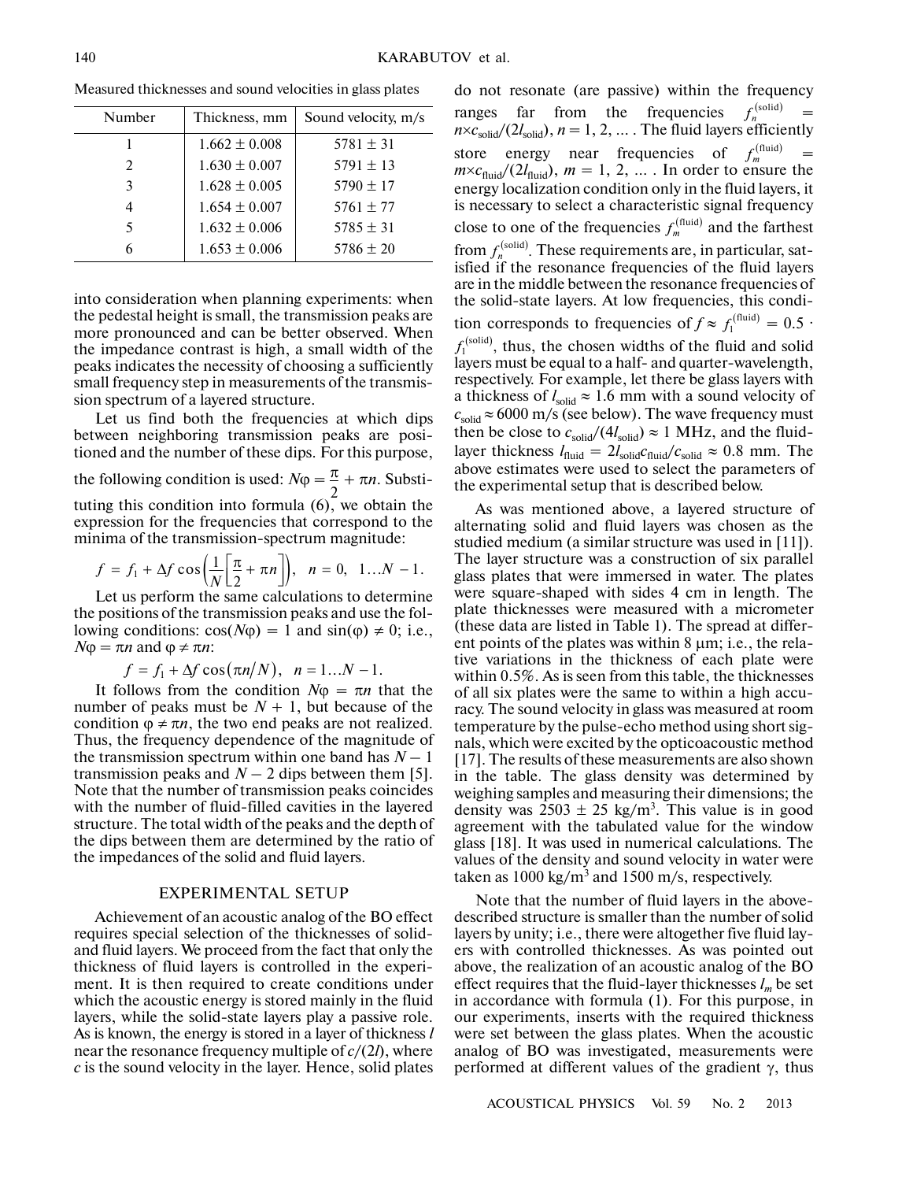Measured thicknesses and sound velocities in glass plates

| Number | Thickness, mm | Sound velocity, m/s |
|---|---|---|
| 1 | $1.662 \pm 0.008$ | $5781 \pm 31$ |
| 2 | $1.630 \pm 0.007$ | $5791 \pm 13$ |
| 3 | $1.628 \pm 0.005$ | $5790 \pm 17$ |
| 4 | $1.654 \pm 0.007$ | $5761 \pm 77$ |
| 5 | $1.632 \pm 0.006$ | $5785 \pm 31$ |
| 6 | $1.653 \pm 0.006$ | $5786 \pm 20$ |

into consideration when planning experiments: when the pedestal height is small, the transmission peaks are more pronounced and can be better observed. When the impedance contrast is high, a small width of the peaks indicates the necessity of choosing a sufficiently small frequency step in measurements of the transmission spectrum of a layered structure.

Let us find both the frequencies at which dips between neighboring transmission peaks are positioned and the number of these dips. For this purpose, the following condition is used: $N\varphi = \frac{\pi}{2} + \pi n$. Substituting this condition into formula (6), we obtain the expression for the frequencies that correspond to the minima of the transmission-spectrum magnitude:

$$f = f_1 + \Delta f \cos\left(\frac{1}{N}\left[\frac{\pi}{2} + \pi n\right]\right), \quad n = 0,\ 1 \ldots N-1.$$

Let us perform the same calculations to determine the positions of the transmission peaks and use the following conditions: $\cos(N\varphi) = 1$ and $\sin(\varphi) \neq 0$; i.e., $N\varphi = \pi n$ and $\varphi \neq \pi n$:

$$f = f_1 + \Delta f \cos(\pi n / N), \quad n = 1 \ldots N-1.$$

It follows from the condition $N\varphi = \pi n$ that the number of peaks must be $N + 1$, but because of the condition $\varphi \neq \pi n$, the two end peaks are not realized. Thus, the frequency dependence of the magnitude of the transmission spectrum within one band has $N - 1$ transmission peaks and $N - 2$ dips between them [5]. Note that the number of transmission peaks coincides with the number of fluid-filled cavities in the layered structure. The total width of the peaks and the depth of the dips between them are determined by the ratio of the impedances of the solid and fluid layers.

## EXPERIMENTAL SETUP

Achievement of an acoustic analog of the BO effect requires special selection of the thicknesses of solid- and fluid layers. We proceed from the fact that only the thickness of fluid layers is controlled in the experiment. It is then required to create conditions under which the acoustic energy is stored mainly in the fluid layers, while the solid-state layers play a passive role. As is known, the energy is stored in a layer of thickness $l$ near the resonance frequency multiple of $c/(2l)$, where $c$ is the sound velocity in the layer. Hence, solid plates do not resonate (are passive) within the frequency ranges far from the frequencies $f_n^{(\text{solid})} = n \times c_{\text{solid}}/(2l_{\text{solid}})$, $n = 1, 2, \ldots$. The fluid layers efficiently store energy near frequencies of $f_m^{(\text{fluid})} = m \times c_{\text{fluid}}/(2l_{\text{fluid}})$, $m = 1, 2, \ldots$. In order to ensure the energy localization condition only in the fluid layers, it is necessary to select a characteristic signal frequency close to one of the frequencies $f_m^{(\text{fluid})}$ and the farthest from $f_n^{(\text{solid})}$. These requirements are, in particular, satisfied if the resonance frequencies of the fluid layers are in the middle between the resonance frequencies of the solid-state layers. At low frequencies, this condition corresponds to frequencies of $f \approx f_1^{(\text{fluid})} = 0.5 \cdot f_1^{(\text{solid})}$, thus, the chosen widths of the fluid and solid layers must be equal to a half- and quarter-wavelength, respectively. For example, let there be glass layers with a thickness of $l_{\text{solid}} \approx 1.6$ mm with a sound velocity of $c_{\text{solid}} \approx 6000$ m/s (see below). The wave frequency must then be close to $c_{\text{solid}}/(4l_{\text{solid}}) \approx 1$ MHz, and the fluid-layer thickness $l_{\text{fluid}} = 2l_{\text{solid}}c_{\text{fluid}}/c_{\text{solid}} \approx 0.8$ mm. The above estimates were used to select the parameters of the experimental setup that is described below.

As was mentioned above, a layered structure of alternating solid and fluid layers was chosen as the studied medium (a similar structure was used in [11]). The layer structure was a construction of six parallel glass plates that were immersed in water. The plates were square-shaped with sides 4 cm in length. The plate thicknesses were measured with a micrometer (these data are listed in Table 1). The spread at different points of the plates was within 8 μm; i.e., the relative variations in the thickness of each plate were within 0.5%. As is seen from this table, the thicknesses of all six plates were the same to within a high accuracy. The sound velocity in glass was measured at room temperature by the pulse-echo method using short signals, which were excited by the opticoacoustic method [17]. The results of these measurements are also shown in the table. The glass density was determined by weighing samples and measuring their dimensions; the density was $2503 \pm 25$ kg/m$^3$. This value is in good agreement with the tabulated value for the window glass [18]. It was used in numerical calculations. The values of the density and sound velocity in water were taken as 1000 kg/m$^3$ and 1500 m/s, respectively.

Note that the number of fluid layers in the above-described structure is smaller than the number of solid layers by unity; i.e., there were altogether five fluid layers with controlled thicknesses. As was pointed out above, the realization of an acoustic analog of the BO effect requires that the fluid-layer thicknesses $l_m$ be set in accordance with formula (1). For this purpose, in our experiments, inserts with the required thickness were set between the glass plates. When the acoustic analog of BO was investigated, measurements were performed at different values of the gradient $\gamma$, thus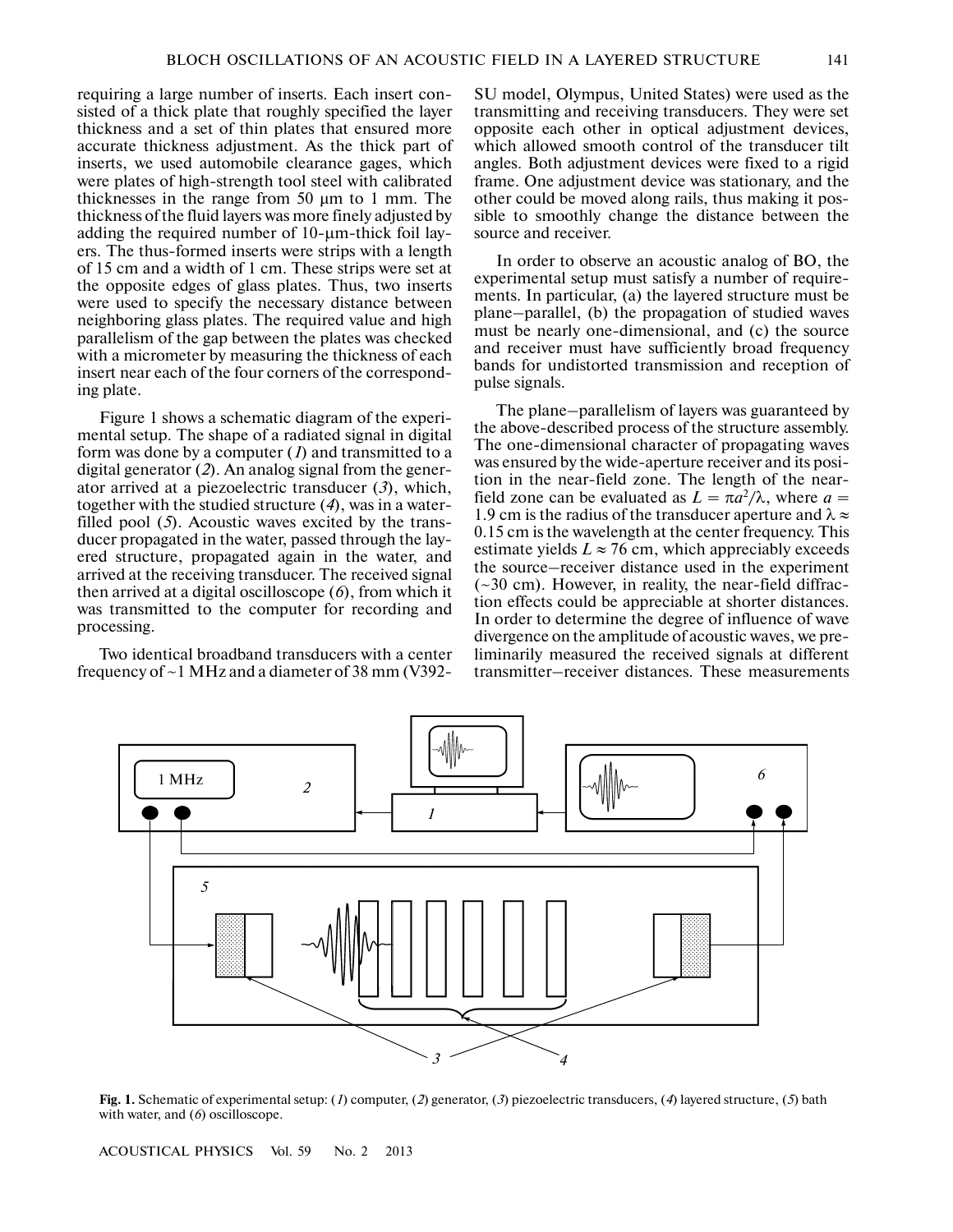requiring a large number of inserts. Each insert consisted of a thick plate that roughly specified the layer thickness and a set of thin plates that ensured more accurate thickness adjustment. As the thick part of inserts, we used automobile clearance gages, which were plates of high-strength tool steel with calibrated thicknesses in the range from 50 μm to 1 mm. The thickness of the fluid layers was more finely adjusted by adding the required number of 10-μm-thick foil layers. The thus-formed inserts were strips with a length of 15 cm and a width of 1 cm. These strips were set at the opposite edges of glass plates. Thus, two inserts were used to specify the necessary distance between neighboring glass plates. The required value and high parallelism of the gap between the plates was checked with a micrometer by measuring the thickness of each insert near each of the four corners of the corresponding plate.

Figure 1 shows a schematic diagram of the experimental setup. The shape of a radiated signal in digital form was done by a computer (*1*) and transmitted to a digital generator (*2*). An analog signal from the generator arrived at a piezoelectric transducer (*3*), which, together with the studied structure (*4*), was in a water-filled pool (*5*). Acoustic waves excited by the transducer propagated in the water, passed through the layered structure, propagated again in the water, and arrived at the receiving transducer. The received signal then arrived at a digital oscilloscope (*6*), from which it was transmitted to the computer for recording and processing.

Two identical broadband transducers with a center frequency of ~1 MHz and a diameter of 38 mm (V392-SU model, Olympus, United States) were used as the transmitting and receiving transducers. They were set opposite each other in optical adjustment devices, which allowed smooth control of the transducer tilt angles. Both adjustment devices were fixed to a rigid frame. One adjustment device was stationary, and the other could be moved along rails, thus making it possible to smoothly change the distance between the source and receiver.

In order to observe an acoustic analog of BO, the experimental setup must satisfy a number of requirements. In particular, (a) the layered structure must be plane–parallel, (b) the propagation of studied waves must be nearly one-dimensional, and (c) the source and receiver must have sufficiently broad frequency bands for undistorted transmission and reception of pulse signals.

The plane–parallelism of layers was guaranteed by the above-described process of the structure assembly. The one-dimensional character of propagating waves was ensured by the wide-aperture receiver and its position in the near-field zone. The length of the near-field zone can be evaluated as $L = \pi a^2/\lambda$, where $a = 1.9$ cm is the radius of the transducer aperture and $\lambda \approx 0.15$ cm is the wavelength at the center frequency. This estimate yields $L \approx 76$ cm, which appreciably exceeds the source–receiver distance used in the experiment (~30 cm). However, in reality, the near-field diffraction effects could be appreciable at shorter distances. In order to determine the degree of influence of wave divergence on the amplitude of acoustic waves, we preliminarily measured the received signals at different transmitter–receiver distances. These measurements

**Fig. 1.** Schematic of experimental setup: (*1*) computer, (*2*) generator, (*3*) piezoelectric transducers, (*4*) layered structure, (*5*) bath with water, and (*6*) oscilloscope.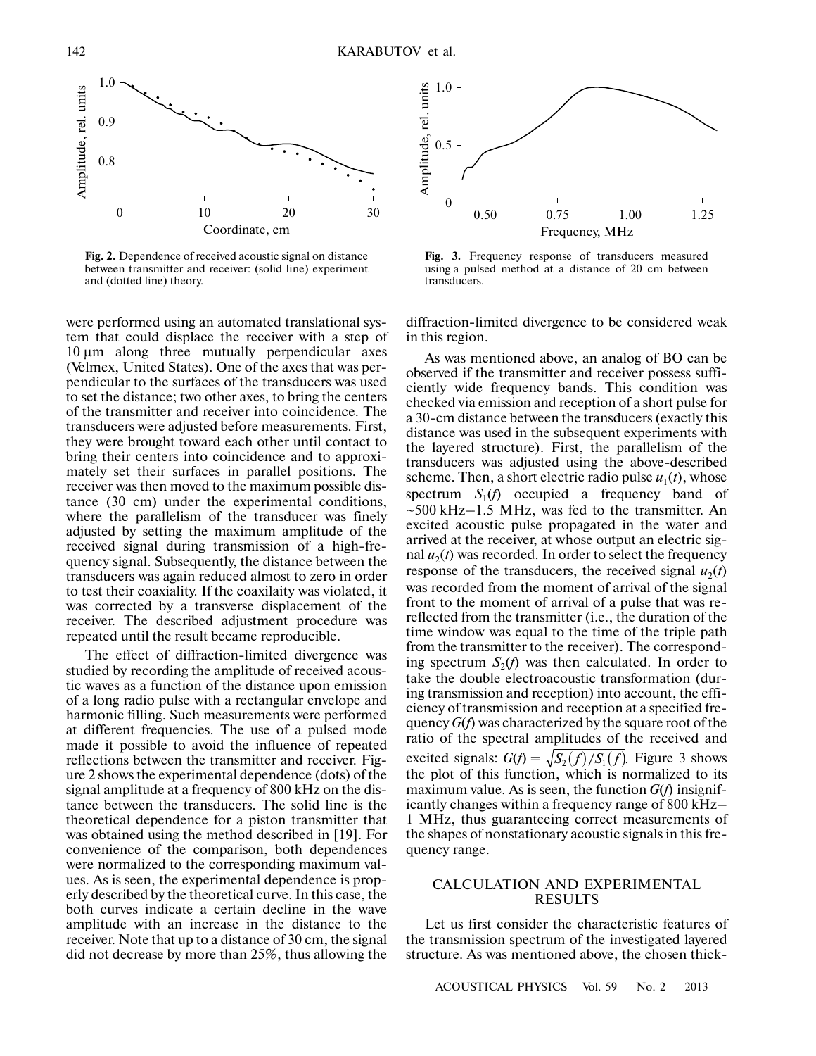Fig. 2. Dependence of received acoustic signal on distance between transmitter and receiver: (solid line) experiment and (dotted line) theory.

Fig. 3. Frequency response of transducers measured using a pulsed method at a distance of 20 cm between transducers.

were performed using an automated translational system that could displace the receiver with a step of 10 μm along three mutually perpendicular axes (Velmex, United States). One of the axes that was perpendicular to the surfaces of the transducers was used to set the distance; two other axes, to bring the centers of the transmitter and receiver into coincidence. The transducers were adjusted before measurements. First, they were brought toward each other until contact to bring their centers into coincidence and to approximately set their surfaces in parallel positions. The receiver was then moved to the maximum possible distance (30 cm) under the experimental conditions, where the parallelism of the transducer was finely adjusted by setting the maximum amplitude of the received signal during transmission of a high-frequency signal. Subsequently, the distance between the transducers was again reduced almost to zero in order to test their coaxiality. If the coxilaity was violated, it was corrected by a transverse displacement of the receiver. The described adjustment procedure was repeated until the result became reproducible.

The effect of diffraction-limited divergence was studied by recording the amplitude of received acoustic waves as a function of the distance upon emission of a long radio pulse with a rectangular envelope and harmonic filling. Such measurements were performed at different frequencies. The use of a pulsed mode made it possible to avoid the influence of repeated reflections between the transmitter and receiver. Figure 2 shows the experimental dependence (dots) of the signal amplitude at a frequency of 800 kHz on the distance between the transducers. The solid line is the theoretical dependence for a piston transmitter that was obtained using the method described in [19]. For convenience of the comparison, both dependences were normalized to the corresponding maximum values. As is seen, the experimental dependence is properly described by the theoretical curve. In this case, the both curves indicate a certain decline in the wave amplitude with an increase in the distance to the receiver. Note that up to a distance of 30 cm, the signal did not decrease by more than 25%, thus allowing the diffraction-limited divergence to be considered weak in this region.

As was mentioned above, an analog of BO can be observed if the transmitter and receiver possess sufficiently wide frequency bands. This condition was checked via emission and reception of a short pulse for a 30-cm distance between the transducers (exactly this distance was used in the subsequent experiments with the layered structure). First, the parallelism of the transducers was adjusted using the above-described scheme. Then, a short electric radio pulse $u_1(t)$, whose spectrum $S_1(f)$ occupied a frequency band of ~500 kHz–1.5 MHz, was fed to the transmitter. An excited acoustic pulse propagated in the water and arrived at the receiver, at whose output an electric signal $u_2(t)$ was recorded. In order to select the frequency response of the transducers, the received signal $u_2(t)$ was recorded from the moment of arrival of the signal front to the moment of arrival of a pulse that was re-reflected from the transmitter (i.e., the duration of the time window was equal to the time of the triple path from the transmitter to the receiver). The corresponding spectrum $S_2(f)$ was then calculated. In order to take the double electroacoustic transformation (during transmission and reception) into account, the efficiency of transmission and reception at a specified frequency $G(f)$ was characterized by the square root of the ratio of the spectral amplitudes of the received and excited signals: $G(f) = \sqrt{S_2(f)/S_1(f)}$. Figure 3 shows the plot of this function, which is normalized to its maximum value. As is seen, the function $G(f)$ insignificantly changes within a frequency range of 800 kHz–1 MHz, thus guaranteeing correct measurements of the shapes of nonstationary acoustic signals in this frequency range.

## CALCULATION AND EXPERIMENTAL RESULTS

Let us first consider the characteristic features of the transmission spectrum of the investigated layered structure. As was mentioned above, the chosen thick-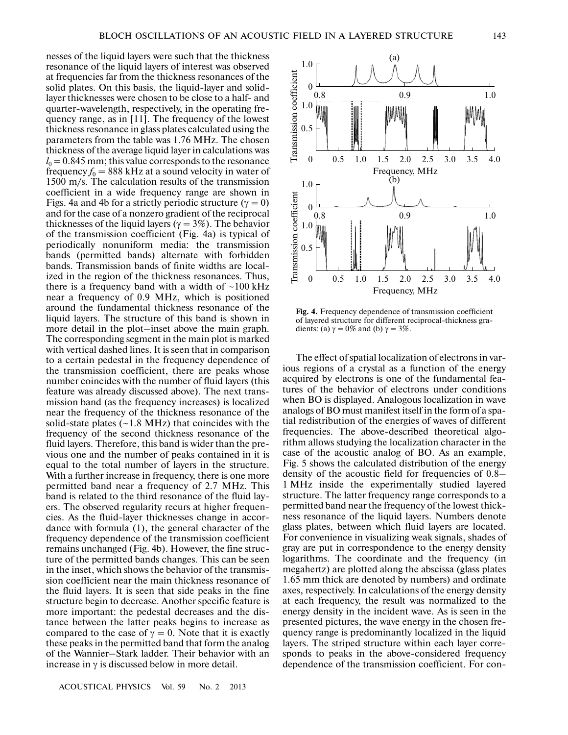nesses of the liquid layers were such that the thickness resonance of the liquid layers of interest was observed at frequencies far from the thickness resonances of the solid plates. On this basis, the liquid-layer and solid-layer thicknesses were chosen to be close to a half- and quarter-wavelength, respectively, in the operating frequency range, as in [11]. The frequency of the lowest thickness resonance in glass plates calculated using the parameters from the table was 1.76 MHz. The chosen thickness of the average liquid layer in calculations was $l_0 = 0.845$ mm; this value corresponds to the resonance frequency $f_0 = 888$ kHz at a sound velocity in water of 1500 m/s. The calculation results of the transmission coefficient in a wide frequency range are shown in Figs. 4a and 4b for a strictly periodic structure ($\gamma = 0$) and for the case of a nonzero gradient of the reciprocal thicknesses of the liquid layers ($\gamma = 3\%$). The behavior of the transmission coefficient (Fig. 4a) is typical of periodically nonuniform media: the transmission bands (permitted bands) alternate with forbidden bands. Transmission bands of finite widths are localized in the region of the thickness resonances. Thus, there is a frequency band with a width of ~100 kHz near a frequency of 0.9 MHz, which is positioned around the fundamental thickness resonance of the liquid layers. The structure of this band is shown in more detail in the plot–inset above the main graph. The corresponding segment in the main plot is marked with vertical dashed lines. It is seen that in comparison to a certain pedestal in the frequency dependence of the transmission coefficient, there are peaks whose number coincides with the number of fluid layers (this feature was already discussed above). The next transmission band (as the frequency increases) is localized near the frequency of the thickness resonance of the solid-state plates (~1.8 MHz) that coincides with the frequency of the second thickness resonance of the fluid layers. Therefore, this band is wider than the previous one and the number of peaks contained in it is equal to the total number of layers in the structure. With a further increase in frequency, there is one more permitted band near a frequency of 2.7 MHz. This band is related to the third resonance of the fluid layers. The observed regularity recurs at higher frequencies. As the fluid-layer thicknesses change in accordance with formula (1), the general character of the frequency dependence of the transmission coefficient remains unchanged (Fig. 4b). However, the fine structure of the permitted bands changes. This can be seen in the inset, which shows the behavior of the transmission coefficient near the main thickness resonance of the fluid layers. It is seen that side peaks in the fine structure begin to decrease. Another specific feature is more important: the pedestal decreases and the distance between the latter peaks begins to increase as compared to the case of $\gamma = 0$. Note that it is exactly these peaks in the permitted band that form the analog of the Wannier–Stark ladder. Their behavior with an increase in $\gamma$ is discussed below in more detail.

**Fig. 4.** Frequency dependence of transmission coefficient of layered structure for different reciprocal-thickness gradients: (a) $\gamma = 0\%$ and (b) $\gamma = 3\%$.

The effect of spatial localization of electrons in various regions of a crystal as a function of the energy acquired by electrons is one of the fundamental features of the behavior of electrons under conditions when BO is displayed. Analogous localization in wave analogs of BO must manifest itself in the form of a spatial redistribution of the energies of waves of different frequencies. The above-described theoretical algorithm allows studying the localization character in the case of the acoustic analog of BO. As an example, Fig. 5 shows the calculated distribution of the energy density of the acoustic field for frequencies of 0.8–1 MHz inside the experimentally studied layered structure. The latter frequency range corresponds to a permitted band near the frequency of the lowest thickness resonance of the liquid layers. Numbers denote glass plates, between which fluid layers are located. For convenience in visualizing weak signals, shades of gray are put in correspondence to the energy density logarithms. The coordinate and the frequency (in megahertz) are plotted along the abscissa (glass plates 1.65 mm thick are denoted by numbers) and ordinate axes, respectively. In calculations of the energy density at each frequency, the result was normalized to the energy density in the incident wave. As is seen in the presented pictures, the wave energy in the chosen frequency range is predominantly localized in the liquid layers. The striped structure within each layer corresponds to peaks in the above-considered frequency dependence of the transmission coefficient. For con-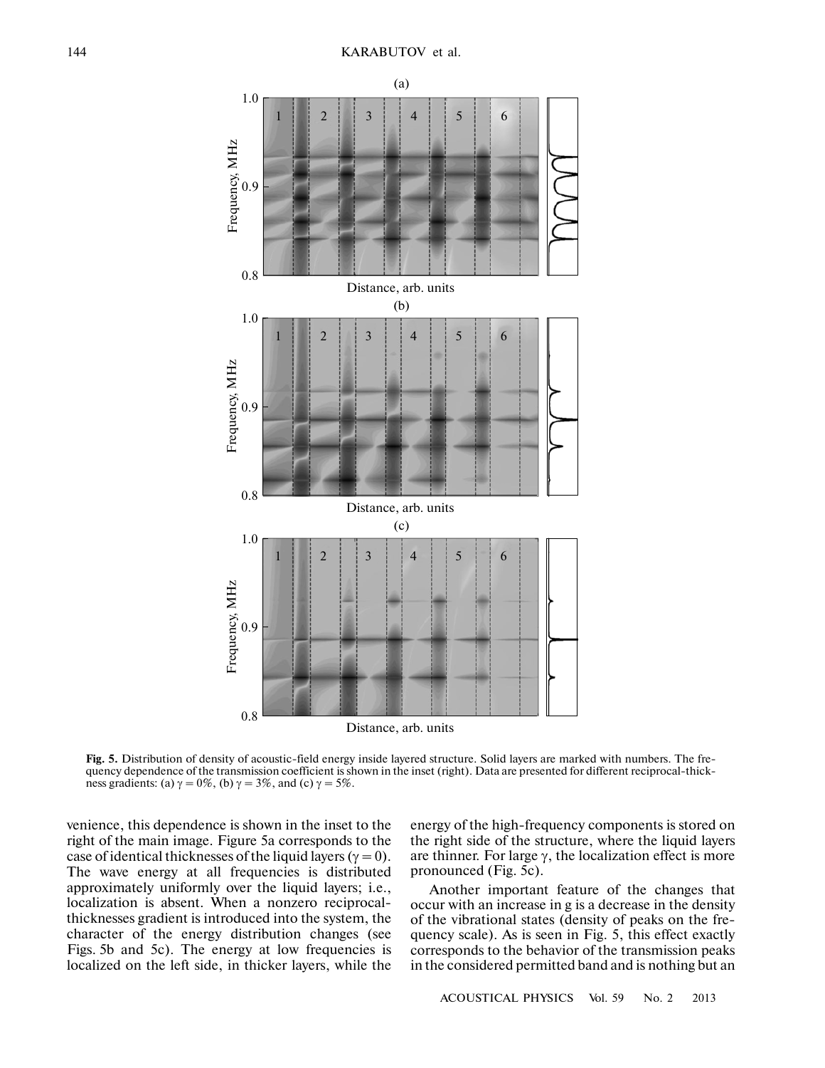**Fig. 5.** Distribution of density of acoustic-field energy inside layered structure. Solid layers are marked with numbers. The frequency dependence of the transmission coefficient is shown in the inset (right). Data are presented for different reciprocal-thickness gradients: (a) $\gamma = 0\%$, (b) $\gamma = 3\%$, and (c) $\gamma = 5\%$.

venience, this dependence is shown in the inset to the right of the main image. Figure 5a corresponds to the case of identical thicknesses of the liquid layers ($\gamma = 0$). The wave energy at all frequencies is distributed approximately uniformly over the liquid layers; i.e., localization is absent. When a nonzero reciprocal-thicknesses gradient is introduced into the system, the character of the energy distribution changes (see Figs. 5b and 5c). The energy at low frequencies is localized on the left side, in thicker layers, while the energy of the high-frequency components is stored on the right side of the structure, where the liquid layers are thinner. For large $\gamma$, the localization effect is more pronounced (Fig. 5c).

Another important feature of the changes that occur with an increase in g is a decrease in the density of the vibrational states (density of peaks on the frequency scale). As is seen in Fig. 5, this effect exactly corresponds to the behavior of the transmission peaks in the considered permitted band and is nothing but an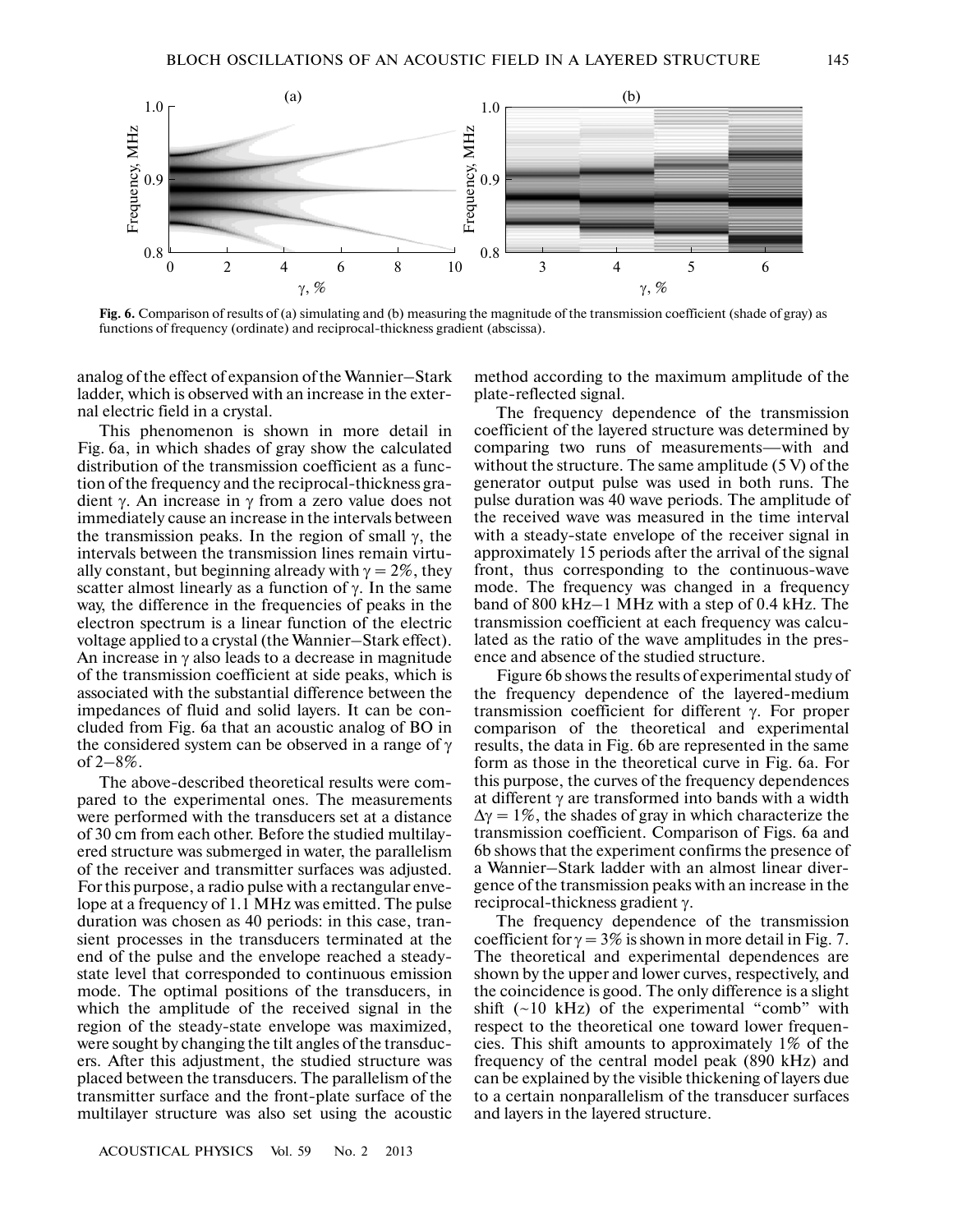Fig. 6. Comparison of results of (a) simulating and (b) measuring the magnitude of the transmission coefficient (shade of gray) as functions of frequency (ordinate) and reciprocal-thickness gradient (abscissa).

analog of the effect of expansion of the Wannier–Stark ladder, which is observed with an increase in the external electric field in a crystal.

This phenomenon is shown in more detail in Fig. 6a, in which shades of gray show the calculated distribution of the transmission coefficient as a function of the frequency and the reciprocal-thickness gradient $\gamma$. An increase in $\gamma$ from a zero value does not immediately cause an increase in the intervals between the transmission peaks. In the region of small $\gamma$, the intervals between the transmission lines remain virtually constant, but beginning already with $\gamma = 2\%$, they scatter almost linearly as a function of $\gamma$. In the same way, the difference in the frequencies of peaks in the electron spectrum is a linear function of the electric voltage applied to a crystal (the Wannier–Stark effect). An increase in $\gamma$ also leads to a decrease in magnitude of the transmission coefficient at side peaks, which is associated with the substantial difference between the impedances of fluid and solid layers. It can be concluded from Fig. 6a that an acoustic analog of BO in the considered system can be observed in a range of $\gamma$ of 2–8%.

The above-described theoretical results were compared to the experimental ones. The measurements were performed with the transducers set at a distance of 30 cm from each other. Before the studied multilayered structure was submerged in water, the parallelism of the receiver and transmitter surfaces was adjusted. For this purpose, a radio pulse with a rectangular envelope at a frequency of 1.1 MHz was emitted. The pulse duration was chosen as 40 periods: in this case, transient processes in the transducers terminated at the end of the pulse and the envelope reached a steady-state level that corresponded to continuous emission mode. The optimal positions of the transducers, in which the amplitude of the received signal in the region of the steady-state envelope was maximized, were sought by changing the tilt angles of the transducers. After this adjustment, the studied structure was placed between the transducers. The parallelism of the transmitter surface and the front-plate surface of the multilayer structure was also set using the acoustic method according to the maximum amplitude of the plate-reflected signal.

The frequency dependence of the transmission coefficient of the layered structure was determined by comparing two runs of measurements—with and without the structure. The same amplitude (5 V) of the generator output pulse was used in both runs. The pulse duration was 40 wave periods. The amplitude of the received wave was measured in the time interval with a steady-state envelope of the receiver signal in approximately 15 periods after the arrival of the signal front, thus corresponding to the continuous-wave mode. The frequency was changed in a frequency band of 800 kHz–1 MHz with a step of 0.4 kHz. The transmission coefficient at each frequency was calculated as the ratio of the wave amplitudes in the presence and absence of the studied structure.

Figure 6b shows the results of experimental study of the frequency dependence of the layered-medium transmission coefficient for different $\gamma$. For proper comparison of the theoretical and experimental results, the data in Fig. 6b are represented in the same form as those in the theoretical curve in Fig. 6a. For this purpose, the curves of the frequency dependences at different $\gamma$ are transformed into bands with a width $\Delta\gamma = 1\%$, the shades of gray in which characterize the transmission coefficient. Comparison of Figs. 6a and 6b shows that the experiment confirms the presence of a Wannier–Stark ladder with an almost linear divergence of the transmission peaks with an increase in the reciprocal-thickness gradient $\gamma$.

The frequency dependence of the transmission coefficient for $\gamma = 3\%$ is shown in more detail in Fig. 7. The theoretical and experimental dependences are shown by the upper and lower curves, respectively, and the coincidence is good. The only difference is a slight shift (~10 kHz) of the experimental "comb" with respect to the theoretical one toward lower frequencies. This shift amounts to approximately 1% of the frequency of the central model peak (890 kHz) and can be explained by the visible thickening of layers due to a certain nonparallelism of the transducer surfaces and layers in the layered structure.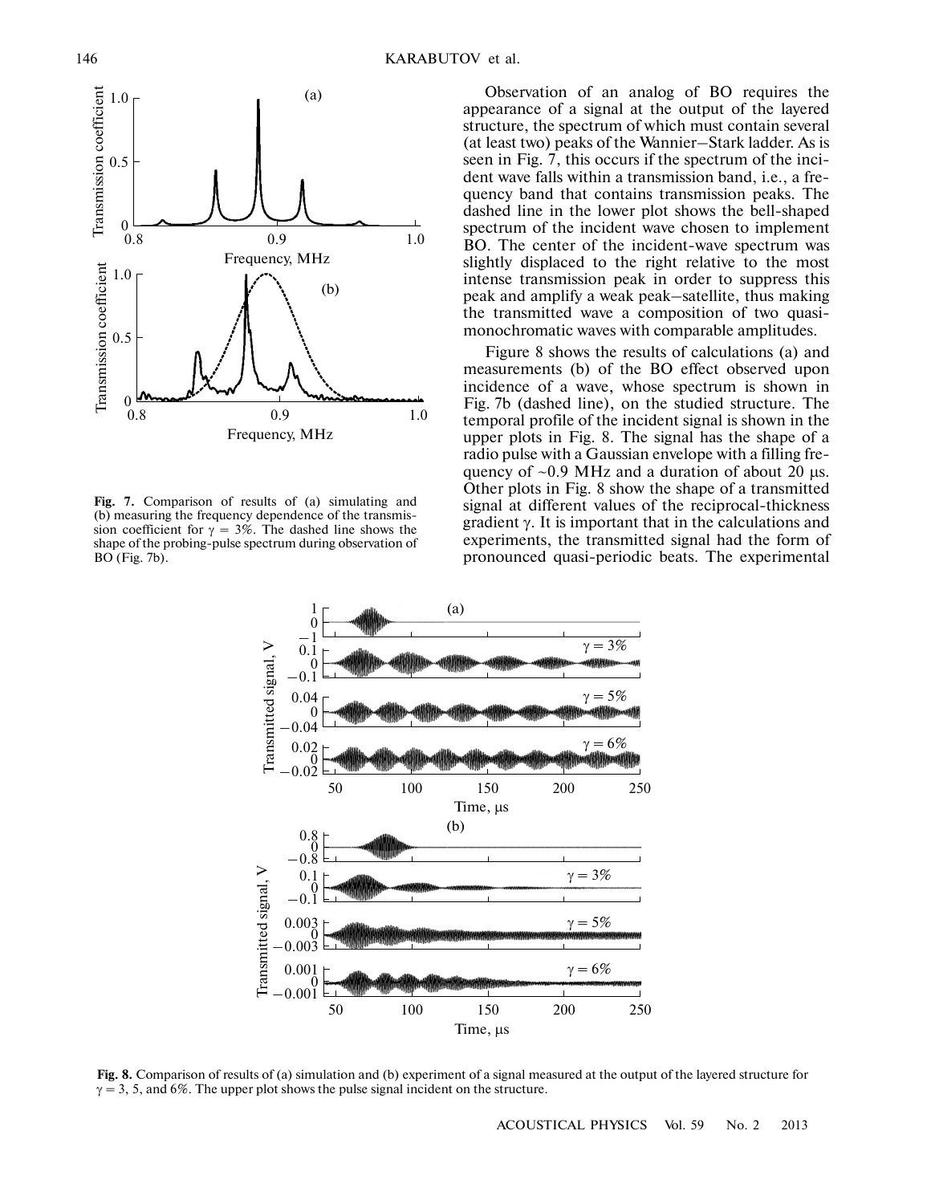Observation of an analog of BO requires the appearance of a signal at the output of the layered structure, the spectrum of which must contain several (at least two) peaks of the Wannier–Stark ladder. As is seen in Fig. 7, this occurs if the spectrum of the incident wave falls within a transmission band, i.e., a frequency band that contains transmission peaks. The dashed line in the lower plot shows the bell-shaped spectrum of the incident wave chosen to implement BO. The center of the incident-wave spectrum was slightly displaced to the right relative to the most intense transmission peak in order to suppress this peak and amplify a weak peak–satellite, thus making the transmitted wave a composition of two quasi-monochromatic waves with comparable amplitudes.

**Fig. 7.** Comparison of results of (a) simulating and (b) measuring the frequency dependence of the transmission coefficient for $\gamma = 3\%$. The dashed line shows the shape of the probing-pulse spectrum during observation of BO (Fig. 7b).

Figure 8 shows the results of calculations (a) and measurements (b) of the BO effect observed upon incidence of a wave, whose spectrum is shown in Fig. 7b (dashed line), on the studied structure. The temporal profile of the incident signal is shown in the upper plots in Fig. 8. The signal has the shape of a radio pulse with a Gaussian envelope with a filling frequency of ~0.9 MHz and a duration of about 20 μs. Other plots in Fig. 8 show the shape of a transmitted signal at different values of the reciprocal-thickness gradient $\gamma$. It is important that in the calculations and experiments, the transmitted signal had the form of pronounced quasi-periodic beats. The experimental

**Fig. 8.** Comparison of results of (a) simulation and (b) experiment of a signal measured at the output of the layered structure for $\gamma = 3$, 5, and 6%. The upper plot shows the pulse signal incident on the structure.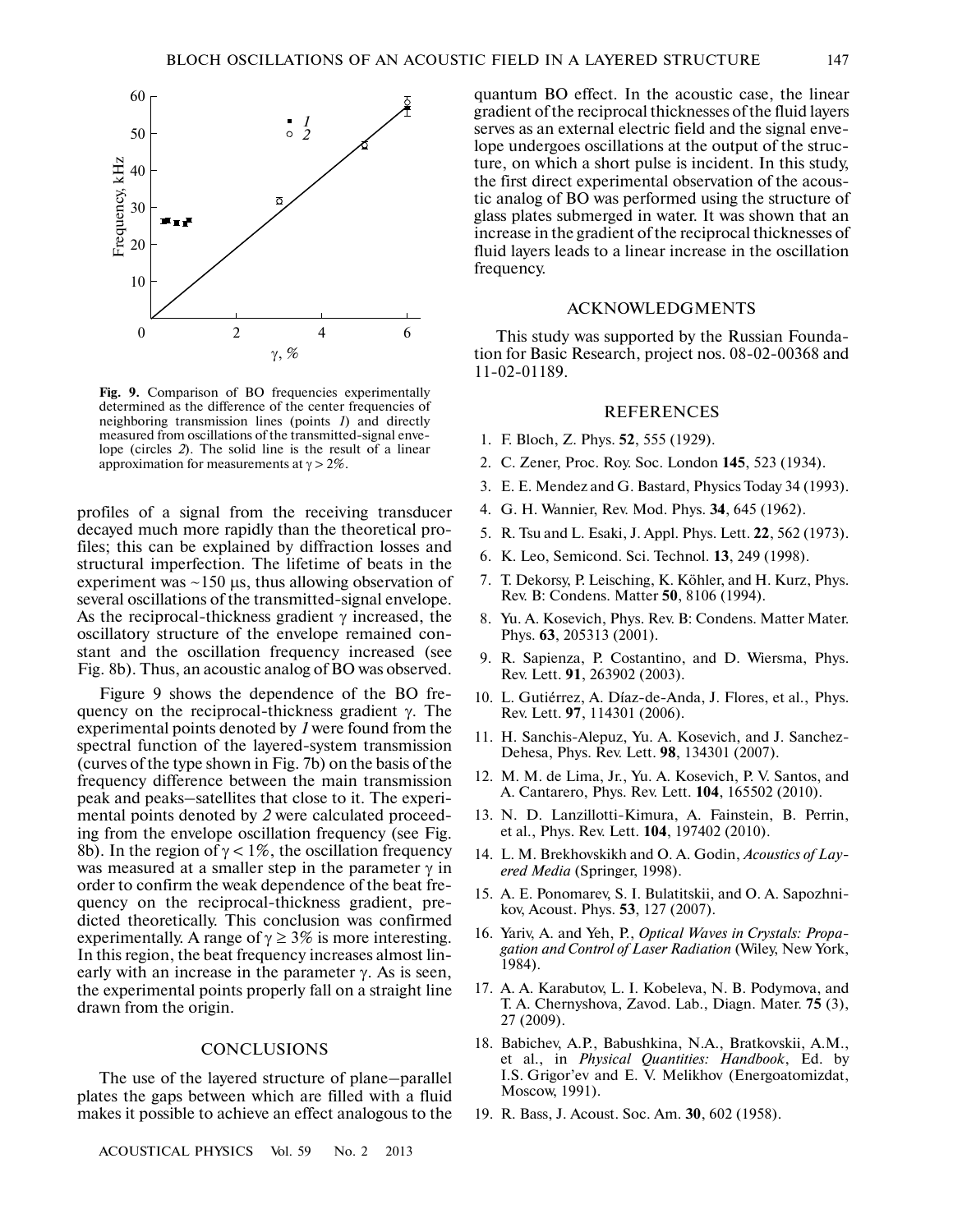60

50

40

30

20

10

0

Frequency, kHz

0 2 4 6

γ, %

1

2

**Fig. 9.** Comparison of BO frequencies experimentally determined as the difference of the center frequencies of neighboring transmission lines (points *1*) and directly measured from oscillations of the transmitted-signal envelope (circles *2*). The solid line is the result of a linear approximation for measurements at $\gamma > 2\%$.

profiles of a signal from the receiving transducer decayed much more rapidly than the theoretical profiles; this can be explained by diffraction losses and structural imperfection. The lifetime of beats in the experiment was ~150 μs, thus allowing observation of several oscillations of the transmitted-signal envelope. As the reciprocal-thickness gradient $\gamma$ increased, the oscillatory structure of the envelope remained constant and the oscillation frequency increased (see Fig. 8b). Thus, an acoustic analog of BO was observed.

Figure 9 shows the dependence of the BO frequency on the reciprocal-thickness gradient $\gamma$. The experimental points denoted by *1* were found from the spectral function of the layered-system transmission (curves of the type shown in Fig. 7b) on the basis of the frequency difference between the main transmission peak and peaks–satellites that close to it. The experimental points denoted by *2* were calculated proceeding from the envelope oscillation frequency (see Fig. 8b). In the region of $\gamma < 1\%$, the oscillation frequency was measured at a smaller step in the parameter $\gamma$ in order to confirm the weak dependence of the beat frequency on the reciprocal-thickness gradient, predicted theoretically. This conclusion was confirmed experimentally. A range of $\gamma \geq 3\%$ is more interesting. In this region, the beat frequency increases almost linearly with an increase in the parameter $\gamma$. As is seen, the experimental points properly fall on a straight line drawn from the origin.

## CONCLUSIONS

The use of the layered structure of plane–parallel plates the gaps between which are filled with a fluid makes it possible to achieve an effect analogous to the quantum BO effect. In the acoustic case, the linear gradient of the reciprocal thicknesses of the fluid layers serves as an external electric field and the signal envelope undergoes oscillations at the output of the structure, on which a short pulse is incident. In this study, the first direct experimental observation of the acoustic analog of BO was performed using the structure of glass plates submerged in water. It was shown that an increase in the gradient of the reciprocal thicknesses of fluid layers leads to a linear increase in the oscillation frequency.

## ACKNOWLEDGMENTS

This study was supported by the Russian Foundation for Basic Research, project nos. 08-02-00368 and 11-02-01189.

## REFERENCES

1. F. Bloch, Z. Phys. **52**, 555 (1929).
2. C. Zener, Proc. Roy. Soc. London **145**, 523 (1934).
3. E. E. Mendez and G. Bastard, Physics Today 34 (1993).
4. G. H. Wannier, Rev. Mod. Phys. **34**, 645 (1962).
5. R. Tsu and L. Esaki, J. Appl. Phys. Lett. **22**, 562 (1973).
6. K. Leo, Semicond. Sci. Technol. **13**, 249 (1998).
7. T. Dekorsy, P. Leisching, K. Köhler, and H. Kurz, Phys. Rev. B: Condens. Matter **50**, 8106 (1994).
8. Yu. A. Kosevich, Phys. Rev. B: Condens. Matter Mater. Phys. **63**, 205313 (2001).
9. R. Sapienza, P. Costantino, and D. Wiersma, Phys. Rev. Lett. **91**, 263902 (2003).
10. L. Gutiérrez, A. Díaz-de-Anda, J. Flores, et al., Phys. Rev. Lett. **97**, 114301 (2006).
11. H. Sanchis-Alepuz, Yu. A. Kosevich, and J. Sanchez-Dehesa, Phys. Rev. Lett. **98**, 134301 (2007).
12. M. M. de Lima, Jr., Yu. A. Kosevich, P. V. Santos, and A. Cantarero, Phys. Rev. Lett. **104**, 165502 (2010).
13. N. D. Lanzillotti-Kimura, A. Fainstein, B. Perrin, et al., Phys. Rev. Lett. **104**, 197402 (2010).
14. L. M. Brekhovskikh and O. A. Godin, *Acoustics of Layered Media* (Springer, 1998).
15. A. E. Ponomarev, S. I. Bulatitskii, and O. A. Sapozhnikov, Acoust. Phys. **53**, 127 (2007).
16. Yariv, A. and Yeh, P., *Optical Waves in Crystals: Propagation and Control of Laser Radiation* (Wiley, New York, 1984).
17. A. A. Karabutov, L. I. Kobeleva, N. B. Podymova, and T. A. Chernyshova, Zavod. Lab., Diagn. Mater. **75** (3), 27 (2009).
18. Babichev, A.P., Babushkina, N.A., Bratkovskii, A.M., et al., in *Physical Quantities: Handbook*, Ed. by I.S. Grigor'ev and E. V. Melikhov (Energoatomizdat, Moscow, 1991).
19. R. Bass, J. Acoust. Soc. Am. **30**, 602 (1958).